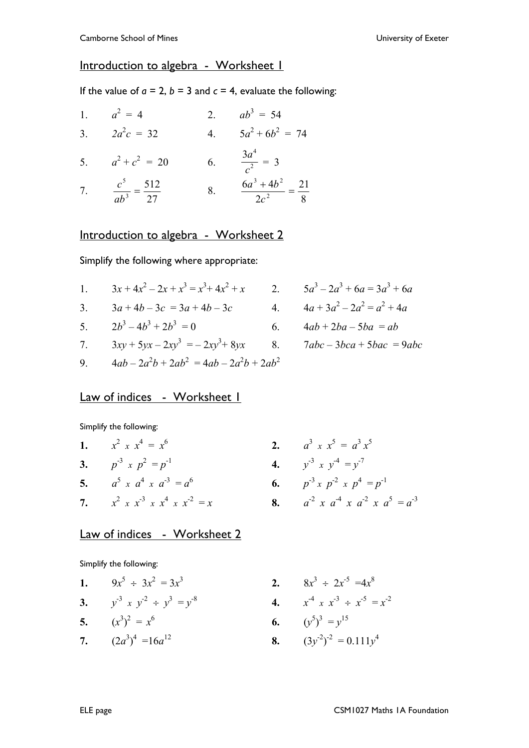## Introduction to algebra - Worksheet 1

If the value of $a = 2$, $b = 3$ and $c = 4$, evaluate the following:

1. $a^2 = 4$
2. $ab^3 = 54$
3. $2a^2c = 32$
4. $5a^2 + 6b^2 = 74$
5. $a^2 + c^2 = 20$
6. $\frac{3a^4}{c^2} = 3$
7. $\frac{c^5}{ab^3} = \frac{512}{27}$
8. $\frac{6a^3 + 4b^2}{2c^2} = \frac{21}{8}$

## Introduction to algebra - Worksheet 2

Simplify the following where appropriate:

1. $3x + 4x^2 - 2x + x^3 = x^3 + 4x^2 + x$
2. $5a^3 - 2a^3 + 6a = 3a^3 + 6a$
3. $3a + 4b - 3c = 3a + 4b - 3c$
4. $4a + 3a^2 - 2a^2 = a^2 + 4a$
5. $2b^3 - 4b^3 + 2b^3 = 0$
6. $4ab + 2ba - 5ba = ab$
7. $3xy + 5yx - 2xy^3 = -2xy^3 + 8yx$
8. $7abc - 3bca + 5bac = 9abc$
9. $4ab - 2a^2b + 2ab^2 = 4ab - 2a^2b + 2ab^2$

## Law of indices - Worksheet 1

Simplify the following:

**1.** $x^2 \times x^4 = x^6$

**2.** $a^3 \times x^5 = a^3 x^5$

**3.** $p^{-3} \times p^2 = p^{-1}$

**4.** $y^{-3} \times y^{-4} = y^{-7}$

**5.** $a^5 \times a^4 \times a^{-3} = a^6$

**6.** $p^{-3} \times p^{-2} \times p^4 = p^{-1}$

**7.** $x^2 \times x^{-3} \times x^4 \times x^{-2} = x$

**8.** $a^{-2} \times a^{-4} \times a^{-2} \times a^5 = a^{-3}$

## Law of indices - Worksheet 2

Simplify the following:

**1.** $9x^5 \div 3x^2 = 3x^3$

**2.** $8x^3 \div 2x^{-5} = 4x^8$

**3.** $y^{-3} \times y^{-2} \div y^3 = y^{-8}$

**4.** $x^{-4} \times x^{-3} \div x^{-5} = x^{-2}$

**5.** $(x^3)^2 = x^6$

**6.** $(y^5)^3 = y^{15}$

**7.** $(2a^3)^4 = 16a^{12}$

**8.** $(3y^{-2})^{-2} = 0.111y^4$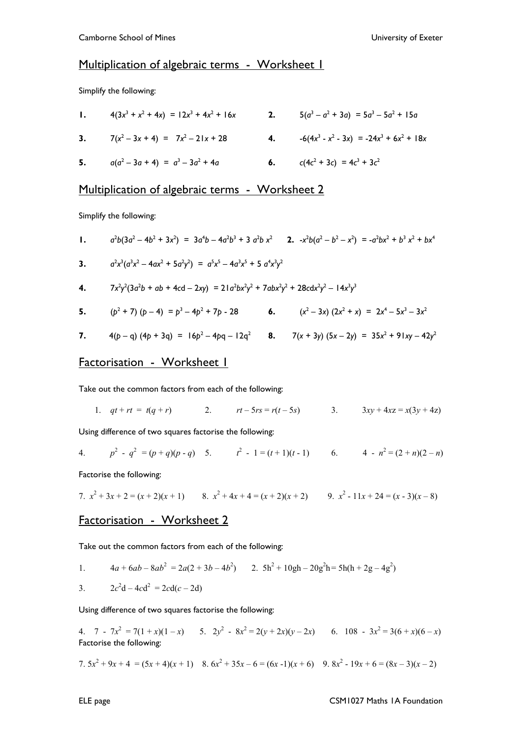## Multiplication of algebraic terms - Worksheet 1

Simplify the following:

**1.** $4(3x^3 + x^2 + 4x) = 12x^3 + 4x^2 + 16x$

**2.** $5(a^3 - a^2 + 3a) = 5a^3 - 5a^2 + 15a$

**3.** $7(x^2 - 3x + 4) = 7x^2 - 21x + 28$

**4.** $-6(4x^3 - x^2 - 3x) = -24x^3 + 6x^2 + 18x$

**5.** $a(a^2 - 3a + 4) = a^3 - 3a^2 + 4a$

**6.** $c(4c^2 + 3c) = 4c^3 + 3c^2$

## Multiplication of algebraic terms - Worksheet 2

Simplify the following:

**1.** $a^2b(3a^2 - 4b^2 + 3x^2) = 3a^4b - 4a^2b^3 + 3a^2b x^2$

**2.** $-x^2b(a^2 - b^2 - x^2) = -a^2bx^2 + b^3 x^2 + bx^4$

**3.** $a^2x^3(a^3x^2 - 4ax^2 + 5a^2y^2) = a^5x^5 - 4a^3x^5 + 5a^4x^3y^2$

**4.** $7x^2y^2(3a^2b + ab + 4cd - 2xy) = 21a^2bx^2y^2 + 7abx^2y^2 + 28cdx^2y^2 - 14x^3y^3$

**5.** $(p^2 + 7)(p - 4) = p^3 - 4p^2 + 7p - 28$

**6.** $(x^2 - 3x)(2x^2 + x) = 2x^4 - 5x^3 - 3x^2$

**7.** $4(p - q)(4p + 3q) = 16p^2 - 4pq - 12q^2$

**8.** $7(x + 3y)(5x - 2y) = 35x^2 + 91xy - 42y^2$

## Factorisation - Worksheet 1

Take out the common factors from each of the following:

1. $qt + rt = t(q + r)$
2. $rt - 5rs = r(t - 5s)$
3. $3xy + 4xz = x(3y + 4z)$

Using difference of two squares factorise the following:

4. $p^2 - q^2 = (p + q)(p - q)$
5. $t^2 - 1 = (t + 1)(t - 1)$
6. $4 - n^2 = (2 + n)(2 - n)$

Factorise the following:

7. $x^2 + 3x + 2 = (x + 2)(x + 1)$
8. $x^2 + 4x + 4 = (x + 2)(x + 2)$
9. $x^2 - 11x + 24 = (x - 3)(x - 8)$

## Factorisation - Worksheet 2

Take out the common factors from each of the following:

1. $4a + 6ab - 8ab^2 = 2a(2 + 3b - 4b^2)$
2. $5h^2 + 10gh - 20g^2h = 5h(h + 2g - 4g^2)$
3. $2c^2d - 4cd^2 = 2cd(c - 2d)$

Using difference of two squares factorise the following:

4. $7 - 7x^2 = 7(1 + x)(1 - x)$
5. $2y^2 - 8x^2 = 2(y + 2x)(y - 2x)$
6. $108 - 3x^2 = 3(6 + x)(6 - x)$

Factorise the following:

7. $5x^2 + 9x + 4 = (5x + 4)(x + 1)$
8. $6x^2 + 35x - 6 = (6x - 1)(x + 6)$
9. $8x^2 - 19x + 6 = (8x - 3)(x - 2)$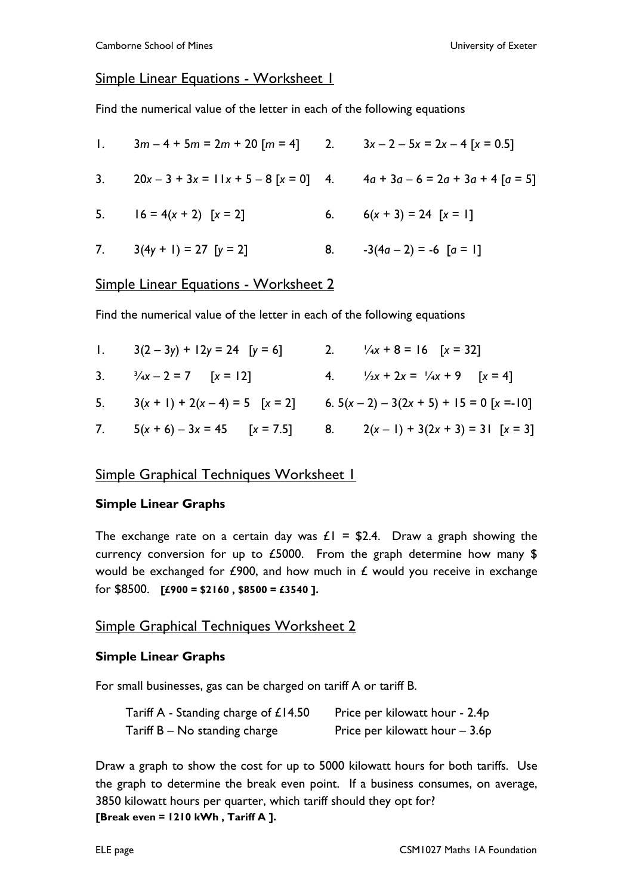## Simple Linear Equations - Worksheet 1

Find the numerical value of the letter in each of the following equations

1. $3m - 4 + 5m = 2m + 20$ [$m = 4$]
2. $3x - 2 - 5x = 2x - 4$ [$x = 0.5$]
3. $20x - 3 + 3x = 11x + 5 - 8$ [$x = 0$]
4. $4a + 3a - 6 = 2a + 3a + 4$ [$a = 5$]
5. $16 = 4(x + 2)$ [$x = 2$]
6. $6(x + 3) = 24$ [$x = 1$]
7. $3(4y + 1) = 27$ [$y = 2$]
8. $-3(4a - 2) = -6$ [$a = 1$]

## Simple Linear Equations - Worksheet 2

Find the numerical value of the letter in each of the following equations

1. $3(2 - 3y) + 12y = 24$ [$y = 6$]
2. $\frac{1}{4}x + 8 = 16$ [$x = 32$]
3. $\frac{3}{4}x - 2 = 7$ [$x = 12$]
4. $\frac{1}{2}x + 2x = \frac{1}{4}x + 9$ [$x = 4$]
5. $3(x + 1) + 2(x - 4) = 5$ [$x = 2$]
6. $5(x - 2) - 3(2x + 5) + 15 = 0$ [$x = -10$]
7. $5(x + 6) - 3x = 45$ [$x = 7.5$]
8. $2(x - 1) + 3(2x + 3) = 31$ [$x = 3$]

## Simple Graphical Techniques Worksheet 1

### Simple Linear Graphs

The exchange rate on a certain day was £1 = $2.4. Draw a graph showing the currency conversion for up to £5000. From the graph determine how many $ would be exchanged for £900, and how much in £ would you receive in exchange for $8500. **[£900 = $2160 , $8500 = £3540 ].**

## Simple Graphical Techniques Worksheet 2

### Simple Linear Graphs

For small businesses, gas can be charged on tariff A or tariff B.

| | |
|---|---|
| Tariff A - Standing charge of £14.50 | Price per kilowatt hour - 2.4p |
| Tariff B – No standing charge | Price per kilowatt hour – 3.6p |

Draw a graph to show the cost for up to 5000 kilowatt hours for both tariffs. Use the graph to determine the break even point. If a business consumes, on average, 3850 kilowatt hours per quarter, which tariff should they opt for?
**[Break even = 1210 kWh , Tariff A ].**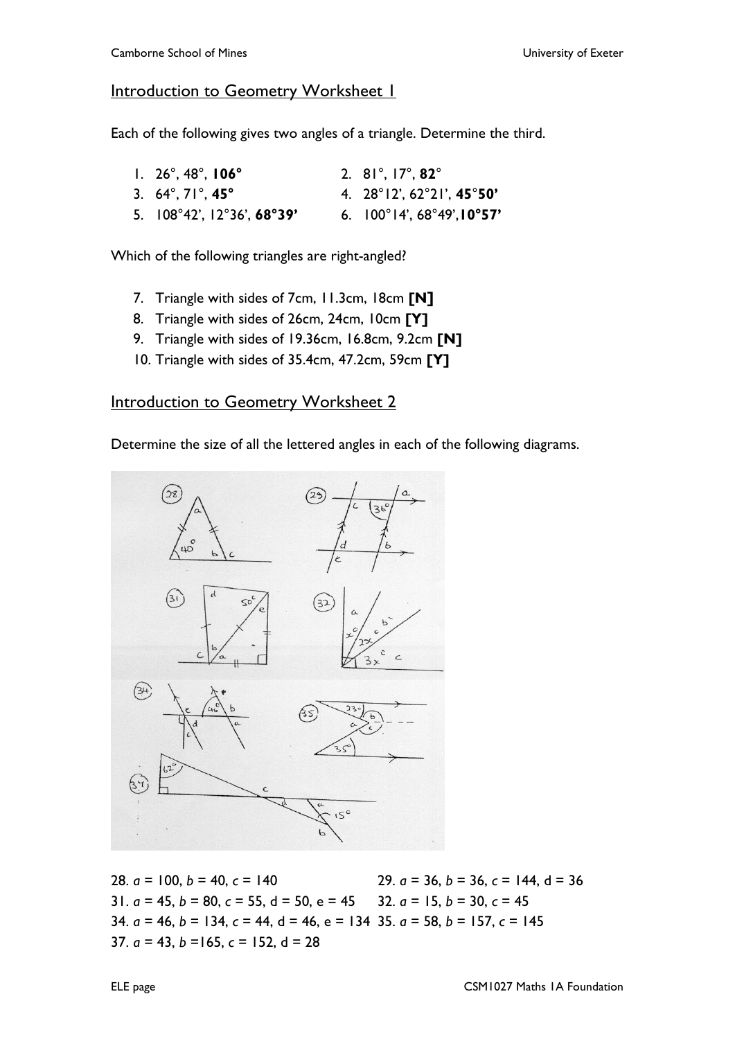## Introduction to Geometry Worksheet 1

Each of the following gives two angles of a triangle. Determine the third.

1. 26°, 48°, **106°**
2. 81°, 17°, **82**°
3. 64°, 71°, **45°**
4. 28°12', 62°21', **45**°**50'**
5. 108°42', 12°36', **68°39'**
6. 100°14', 68°49',**10°57'**

Which of the following triangles are right-angled?

7. Triangle with sides of 7cm, 11.3cm, 18cm **[N]**
8. Triangle with sides of 26cm, 24cm, 10cm **[Y]**
9. Triangle with sides of 19.36cm, 16.8cm, 9.2cm **[N]**
10. Triangle with sides of 35.4cm, 47.2cm, 59cm **[Y]**

## Introduction to Geometry Worksheet 2

Determine the size of all the lettered angles in each of the following diagrams.

28. $a = 100$, $b = 40$, $c = 140$

29. $a = 36$, $b = 36$, $c = 144$, d = 36

31. $a = 45$, $b = 80$, $c = 55$, d = 50, e = 45

32. $a = 15$, $b = 30$, $c = 45$

34. $a = 46$, $b = 134$, $c = 44$, d = 46, e = 134

35. $a = 58$, $b = 157$, $c = 145$

37. $a = 43$, $b = 165$, $c = 152$, d = 28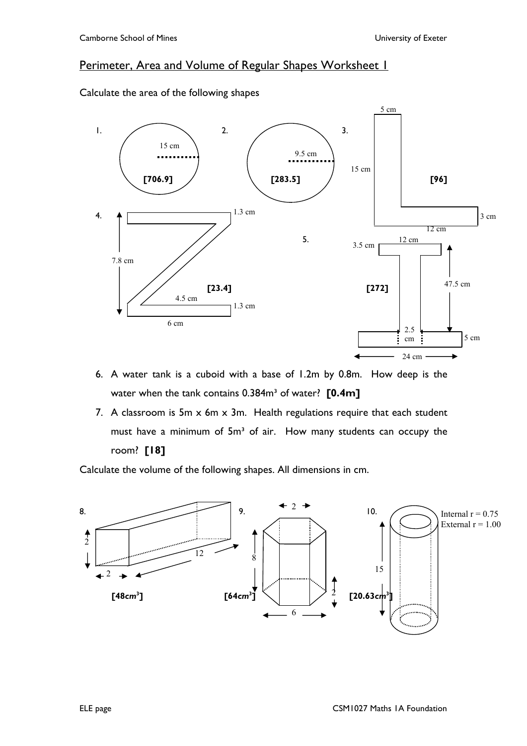## Perimeter, Area and Volume of Regular Shapes Worksheet 1

Calculate the area of the following shapes

1. 15 cm **[706.9]**

2. 9.5 cm **[283.5]**

3. 5 cm, 15 cm, 12 cm, 3 cm **[96]**

4. 1.3 cm, 7.8 cm, 4.5 cm, 1.3 cm, 6 cm **[23.4]**

5. 12 cm, 3.5 cm, 47.5 cm, 2.5 cm, 5 cm, 24 cm **[272]**

6. A water tank is a cuboid with a base of 1.2m by 0.8m. How deep is the water when the tank contains $0.384m^3$ of water? **[0.4m]**

7. A classroom is 5m x 6m x 3m. Health regulations require that each student must have a minimum of $5m^3$ of air. How many students can occupy the room? **[18]**

Calculate the volume of the following shapes. All dimensions in cm.

8. 2, 2, 12 **[$48cm^3$]**

9. 2, 8, 2, 6 **[$64cm^3$]**

10. Internal r = 0.75, External r = 1.00, 15 **[$20.63cm^3$]**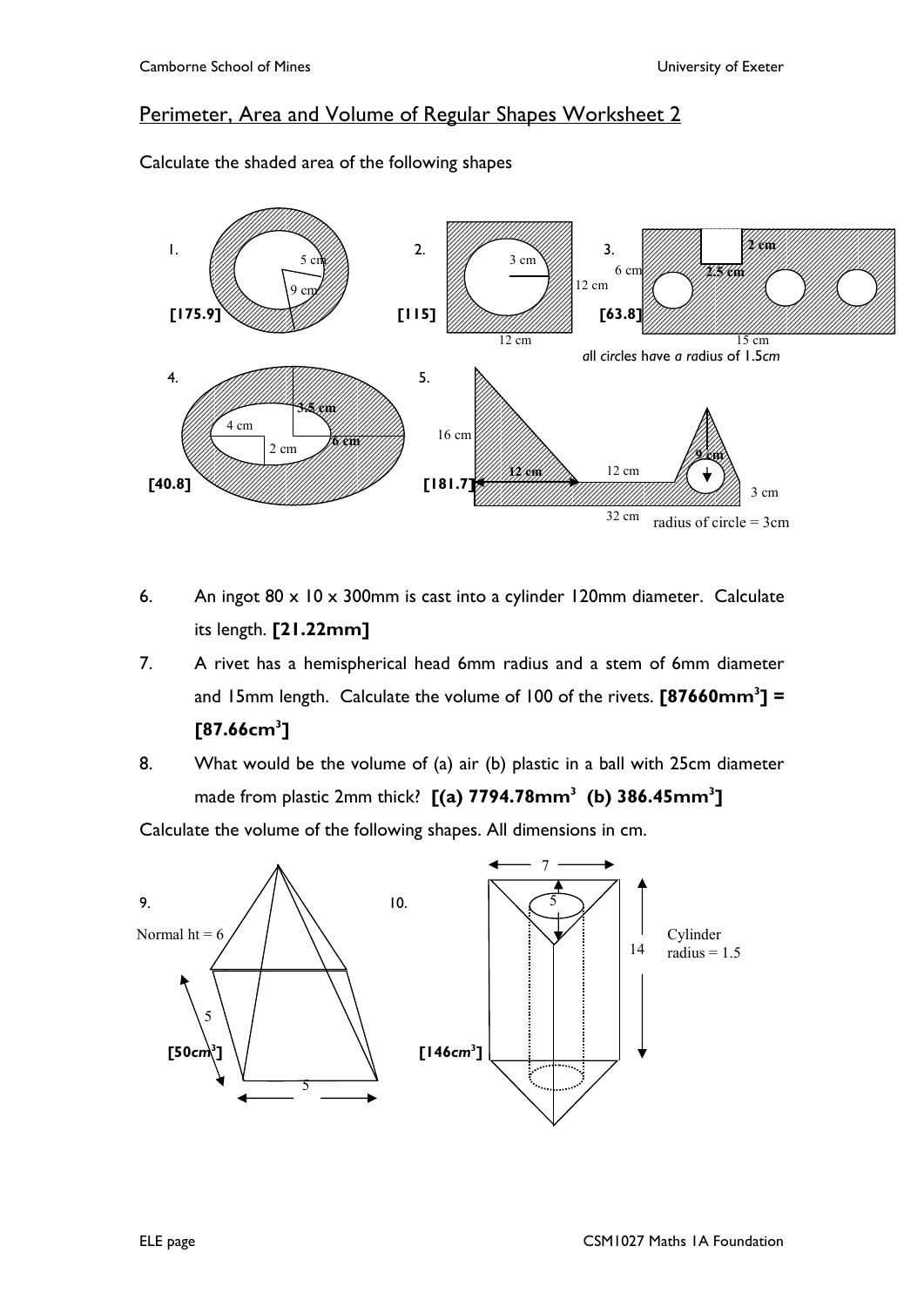## Perimeter, Area and Volume of Regular Shapes Worksheet 2

Calculate the shaded area of the following shapes

1. 5 cm, 9 cm **[175.9]**

2. 3 cm, 12 cm, 12 cm **[115]**

3. 6 cm, 2 cm, 2.5 cm, 15 cm **[63.8]**
   *all circles have a radius of 1.5cm*

4. 4 cm, 2 cm, 3.5 cm, 6 cm **[40.8]**

5. 16 cm, 12 cm, 12 cm, 9 cm, 3 cm, 32 cm, radius of circle = 3cm **[181.7]**

6. An ingot 80 x 10 x 300mm is cast into a cylinder 120mm diameter. Calculate its length. **[21.22mm]**
7. A rivet has a hemispherical head 6mm radius and a stem of 6mm diameter and 15mm length. Calculate the volume of 100 of the rivets. **[87660mm$^3$] = [87.66cm$^3$]**
8. What would be the volume of (a) air (b) plastic in a ball with 25cm diameter made from plastic 2mm thick? **[(a) 7794.78mm$^3$ (b) 386.45mm$^3$]**

Calculate the volume of the following shapes. All dimensions in cm.

9. Normal ht = 6, 5, 5 **[50cm$^3$]**

10. 7, 5, 14, Cylinder radius = 1.5 **[146cm$^3$]**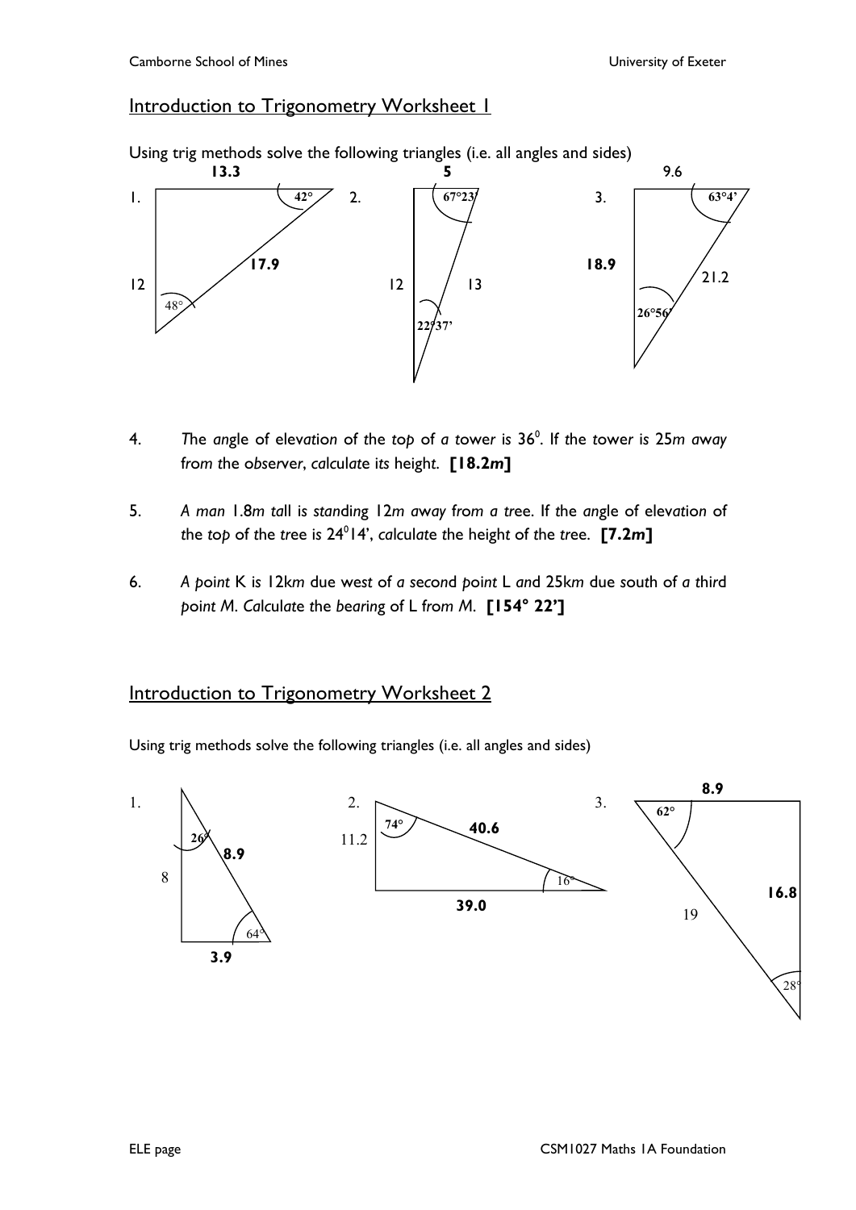## Introduction to Trigonometry Worksheet 1

Using trig methods solve the following triangles (i.e. all angles and sides)

1. Triangle with sides **13.3**, 12, **17.9** and angles 42°, 48°

2. Triangle with sides **5**, 12, 13 and angles 67°23', 22°37'

3. Triangle with sides 9.6, **18.9**, 21.2 and angles 63°4', 26°56'

4. *The angle of elevation of the top of a tower is* $36^0$. *If the tower is 25m away from the observer, calculate its height.* **[18.2*m*]**

5. *A man 1.8m tall is standing 12m away from a tree. If the angle of elevation of the top of the tree is* $24^0 14'$, *calculate the height of the tree.* **[7.2*m*]**

6. *A point K is 12km due west of a second point L and 25km due south of a third point M. Calculate the bearing of L from M.* **[154° 22']**

## Introduction to Trigonometry Worksheet 2

Using trig methods solve the following triangles (i.e. all angles and sides)

1. Triangle with sides 8, **8.9**, **3.9** and angles 26°, 64°

2. Triangle with sides 11.2, **40.6**, **39.0** and angles 74°, 16°

3. Triangle with sides **8.9**, **16.8**, 19 and angles 62°, 28°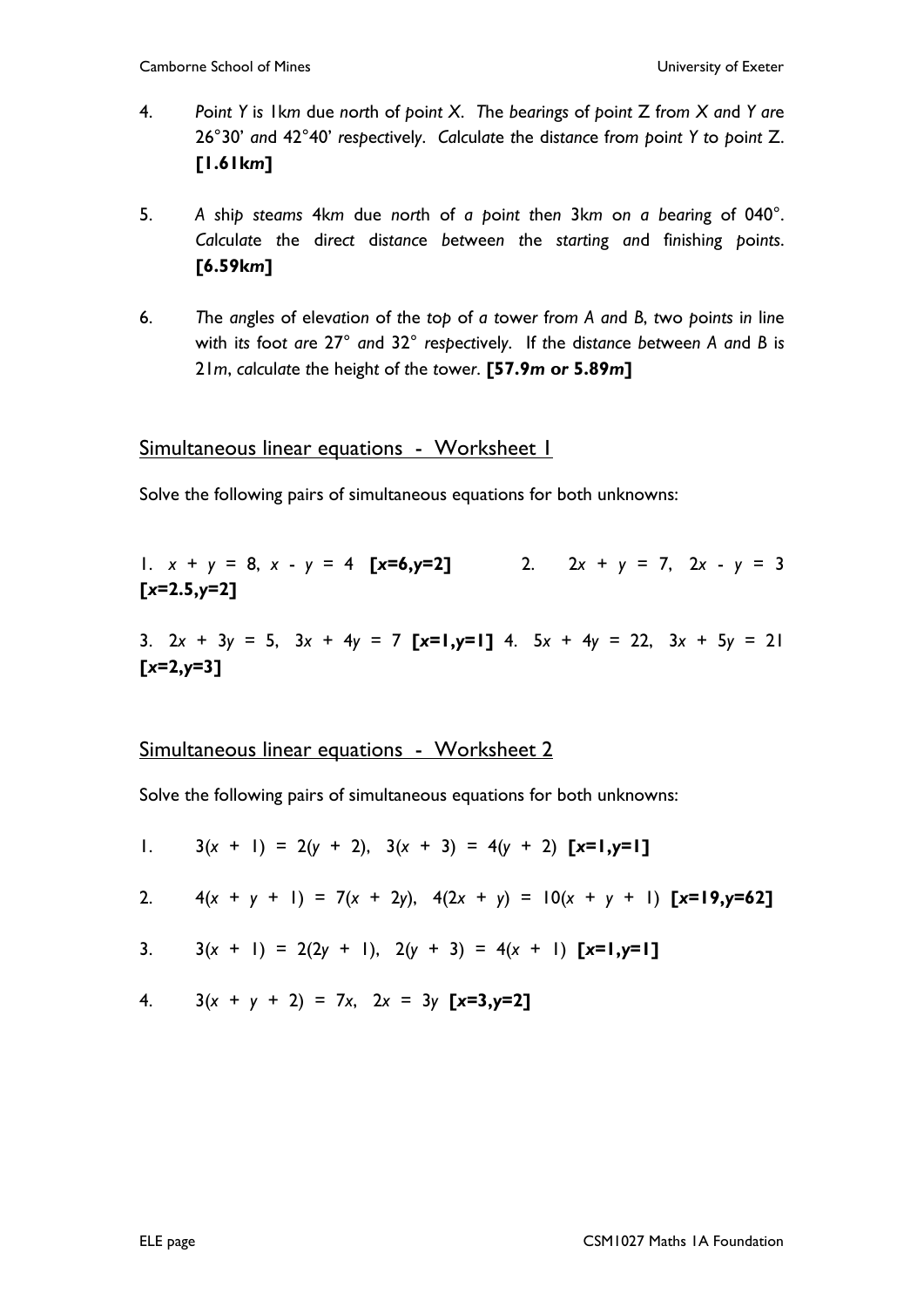4. Point $Y$ is 1km due north of point $X$. The bearings of point Z from $X$ and $Y$ are 26°30' and 42°40' respectively. Calculate the distance from point $Y$ to point Z. **[1.61km]**

5. A ship steams 4km due north of a point then 3km on a bearing of 040°. Calculate the direct distance between the starting and finishing points. **[6.59km]**

6. The angles of elevation of the top of a tower from A and B, two points in line with its foot are 27° and 32° respectively. If the distance between A and B is 21m, calculate the height of the tower. **[57.9m or 5.89m]**

## Simultaneous linear equations - Worksheet 1

Solve the following pairs of simultaneous equations for both unknowns:

1. $x + y = 8,\ x - y = 4$ **[$x$=6,$y$=2]**
2. $2x + y = 7,\ 2x - y = 3$ **[$x$=2.5,$y$=2]**
3. $2x + 3y = 5,\ 3x + 4y = 7$ **[$x$=1,$y$=1]**
4. $5x + 4y = 22,\ 3x + 5y = 21$ **[$x$=2,$y$=3]**

## Simultaneous linear equations - Worksheet 2

Solve the following pairs of simultaneous equations for both unknowns:

1. $3(x + 1) = 2(y + 2),\ 3(x + 3) = 4(y + 2)$ **[x=1,y=1]**

2. $4(x + y + 1) = 7(x + 2y),\ 4(2x + y) = 10(x + y + 1)$ **[$x$=19,$y$=62]**

3. $3(x + 1) = 2(2y + 1),\ 2(y + 3) = 4(x + 1)$ **[$x$=1,$y$=1]**

4. $3(x + y + 2) = 7x,\ 2x = 3y$ **[$x$=3,$y$=2]**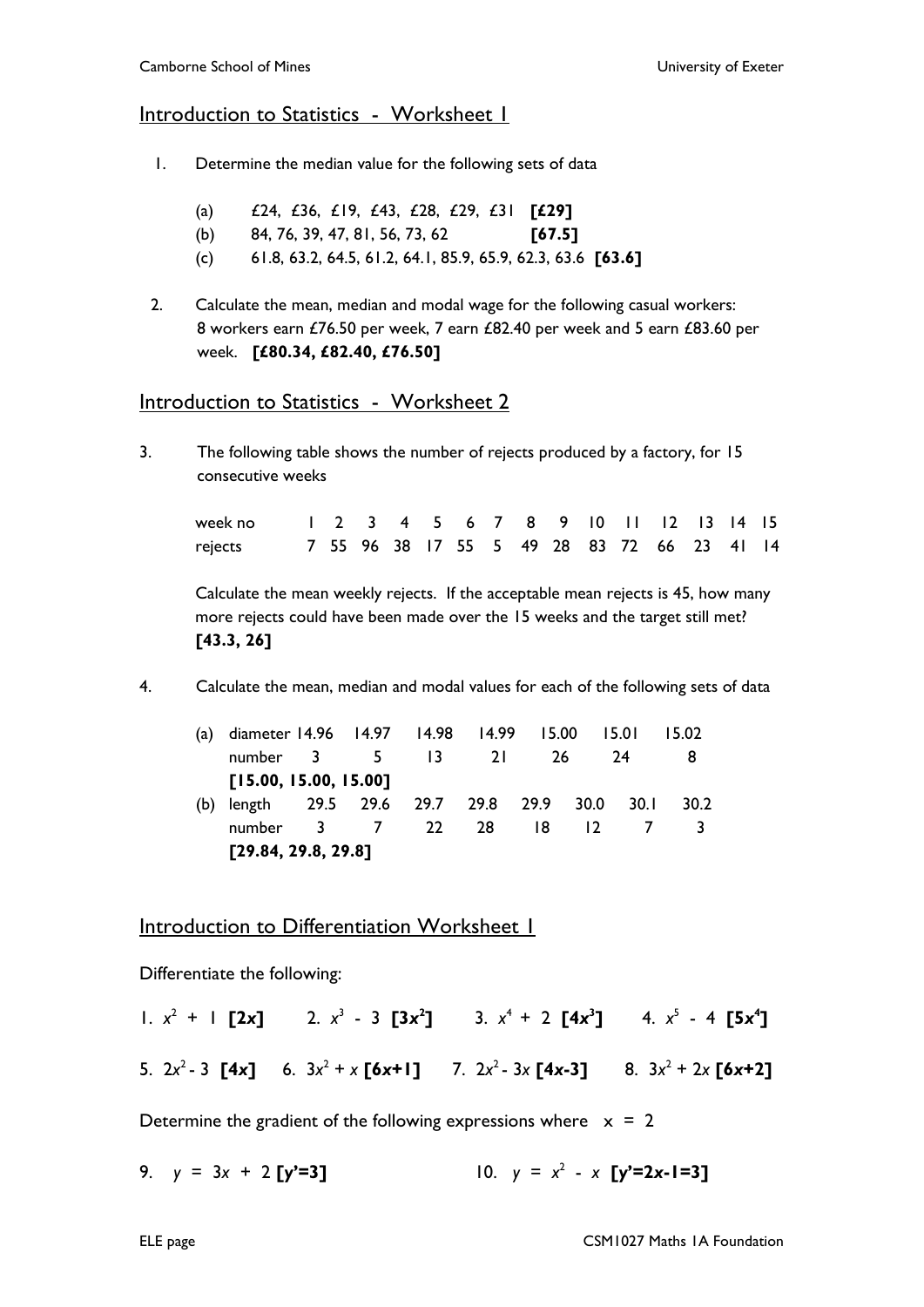## Introduction to Statistics - Worksheet 1

1. Determine the median value for the following sets of data

   (a) £24, £36, £19, £43, £28, £29, £31 **[£29]**

   (b) 84, 76, 39, 47, 81, 56, 73, 62 **[67.5]**

   (c) 61.8, 63.2, 64.5, 61.2, 64.1, 85.9, 65.9, 62.3, 63.6 **[63.6]**

2. Calculate the mean, median and modal wage for the following casual workers: 8 workers earn £76.50 per week, 7 earn £82.40 per week and 5 earn £83.60 per week. **[£80.34, £82.40, £76.50]**

## Introduction to Statistics - Worksheet 2

3. The following table shows the number of rejects produced by a factory, for 15 consecutive weeks

| week no | 1 | 2 | 3 | 4 | 5 | 6 | 7 | 8 | 9 | 10 | 11 | 12 | 13 | 14 | 15 |
|---|---|---|---|---|---|---|---|---|---|---|---|---|---|---|---|
| rejects | 7 | 55 | 96 | 38 | 17 | 55 | 5 | 49 | 28 | 83 | 72 | 66 | 23 | 41 | 14 |

Calculate the mean weekly rejects. If the acceptable mean rejects is 45, how many more rejects could have been made over the 15 weeks and the target still met? **[43.3, 26]**

4. Calculate the mean, median and modal values for each of the following sets of data

(a)

| diameter | 14.96 | 14.97 | 14.98 | 14.99 | 15.00 | 15.01 | 15.02 |
|---|---|---|---|---|---|---|---|
| number | 3 | 5 | 13 | 21 | 26 | 24 | 8 |

**[15.00, 15.00, 15.00]**

(b)

| length | 29.5 | 29.6 | 29.7 | 29.8 | 29.9 | 30.0 | 30.1 | 30.2 |
|---|---|---|---|---|---|---|---|---|
| number | 3 | 7 | 22 | 28 | 18 | 12 | 7 | 3 |

**[29.84, 29.8, 29.8]**

## Introduction to Differentiation Worksheet 1

Differentiate the following:

1. $x^2 + 1$ **[$2x$]**
2. $x^3 - 3$ **[$3x^2$]**
3. $x^4 + 2$ **[$4x^3$]**
4. $x^5 - 4$ **[$5x^4$]**
5. $2x^2 - 3$ **[$4x$]**
6. $3x^2 + x$ **[$6x+1$]**
7. $2x^2 - 3x$ **[$4x-3$]**
8. $3x^2 + 2x$ **[$6x+2$]**

Determine the gradient of the following expressions where $x = 2$

9. $y = 3x + 2$ **[$y'=3$]**
10. $y = x^2 - x$ **[$y'=2x-1=3$]**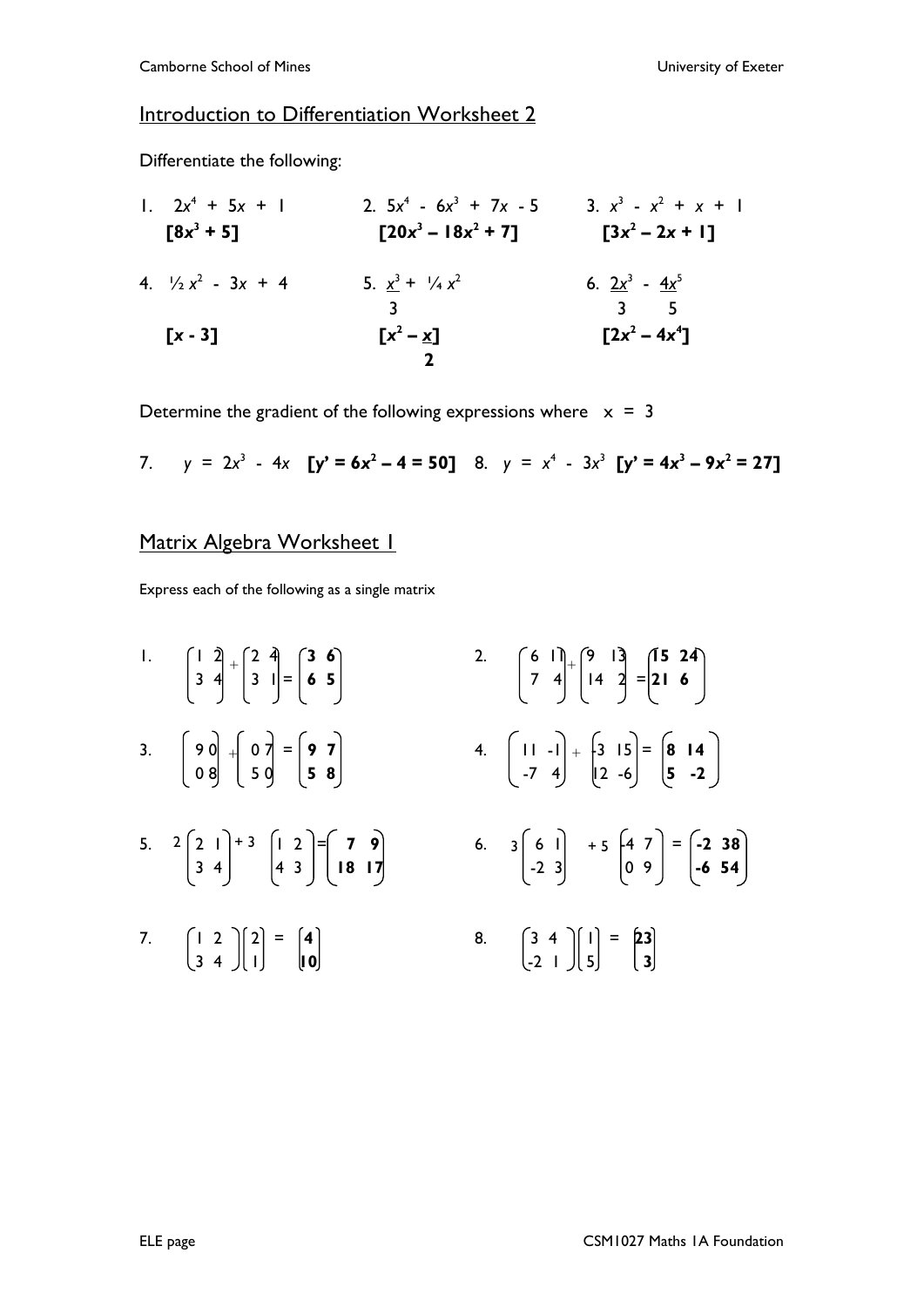## Introduction to Differentiation Worksheet 2

Differentiate the following:

1. $2x^4 + 5x + 1$ **[$8x^3 + 5$]**
2. $5x^4 - 6x^3 + 7x - 5$ **[$20x^3 - 18x^2 + 7$]**
3. $x^3 - x^2 + x + 1$ **[$3x^2 - 2x + 1$]**
4. $\frac{1}{2}x^2 - 3x + 4$ **[$x - 3$]**
5. $\frac{x^3}{3} + \frac{1}{4}x^2$ **[$x^2 - \frac{x}{2}$]**
6. $\frac{2x^3}{3} - \frac{4x^5}{5}$ **[$2x^2 - 4x^4$]**

Determine the gradient of the following expressions where $x = 3$

7. $y = 2x^3 - 4x$ **[$y' = 6x^2 - 4 = 50$]**
8. $y = x^4 - 3x^3$ **[$y' = 4x^3 - 9x^2 = 27$]**

## Matrix Algebra Worksheet 1

Express each of the following as a single matrix

1. $\begin{pmatrix} 1 & 2 \\ 3 & 4 \end{pmatrix} + \begin{pmatrix} 2 & 4 \\ 3 & 1 \end{pmatrix} = \begin{pmatrix} \mathbf{3} & \mathbf{6} \\ \mathbf{6} & \mathbf{5} \end{pmatrix}$

2. $\begin{pmatrix} 6 & 11 \\ 7 & 4 \end{pmatrix} + \begin{pmatrix} 9 & 13 \\ 14 & 2 \end{pmatrix} = \begin{pmatrix} \mathbf{15} & \mathbf{24} \\ \mathbf{21} & \mathbf{6} \end{pmatrix}$

3. $\begin{pmatrix} 9 & 0 \\ 0 & 8 \end{pmatrix} + \begin{pmatrix} 0 & 7 \\ 5 & 0 \end{pmatrix} = \begin{pmatrix} \mathbf{9} & \mathbf{7} \\ \mathbf{5} & \mathbf{8} \end{pmatrix}$

4. $\begin{pmatrix} 11 & -1 \\ -7 & 4 \end{pmatrix} + \begin{pmatrix} -3 & 15 \\ 12 & -6 \end{pmatrix} = \begin{pmatrix} \mathbf{8} & \mathbf{14} \\ \mathbf{5} & \mathbf{-2} \end{pmatrix}$

5. $2\begin{pmatrix} 2 & 1 \\ 3 & 4 \end{pmatrix} + 3\begin{pmatrix} 1 & 2 \\ 4 & 3 \end{pmatrix} = \begin{pmatrix} \mathbf{7} & \mathbf{9} \\ \mathbf{18} & \mathbf{17} \end{pmatrix}$

6. $3\begin{pmatrix} 6 & 1 \\ -2 & 3 \end{pmatrix} + 5\begin{pmatrix} -4 & 7 \\ 0 & 9 \end{pmatrix} = \begin{pmatrix} \mathbf{-2} & \mathbf{38} \\ \mathbf{-6} & \mathbf{54} \end{pmatrix}$

7. $\begin{pmatrix} 1 & 2 \\ 3 & 4 \end{pmatrix}\begin{pmatrix} 2 \\ 1 \end{pmatrix} = \begin{pmatrix} \mathbf{4} \\ \mathbf{10} \end{pmatrix}$

8. $\begin{pmatrix} 3 & 4 \\ -2 & 1 \end{pmatrix}\begin{pmatrix} 1 \\ 5 \end{pmatrix} = \begin{pmatrix} \mathbf{23} \\ \mathbf{3} \end{pmatrix}$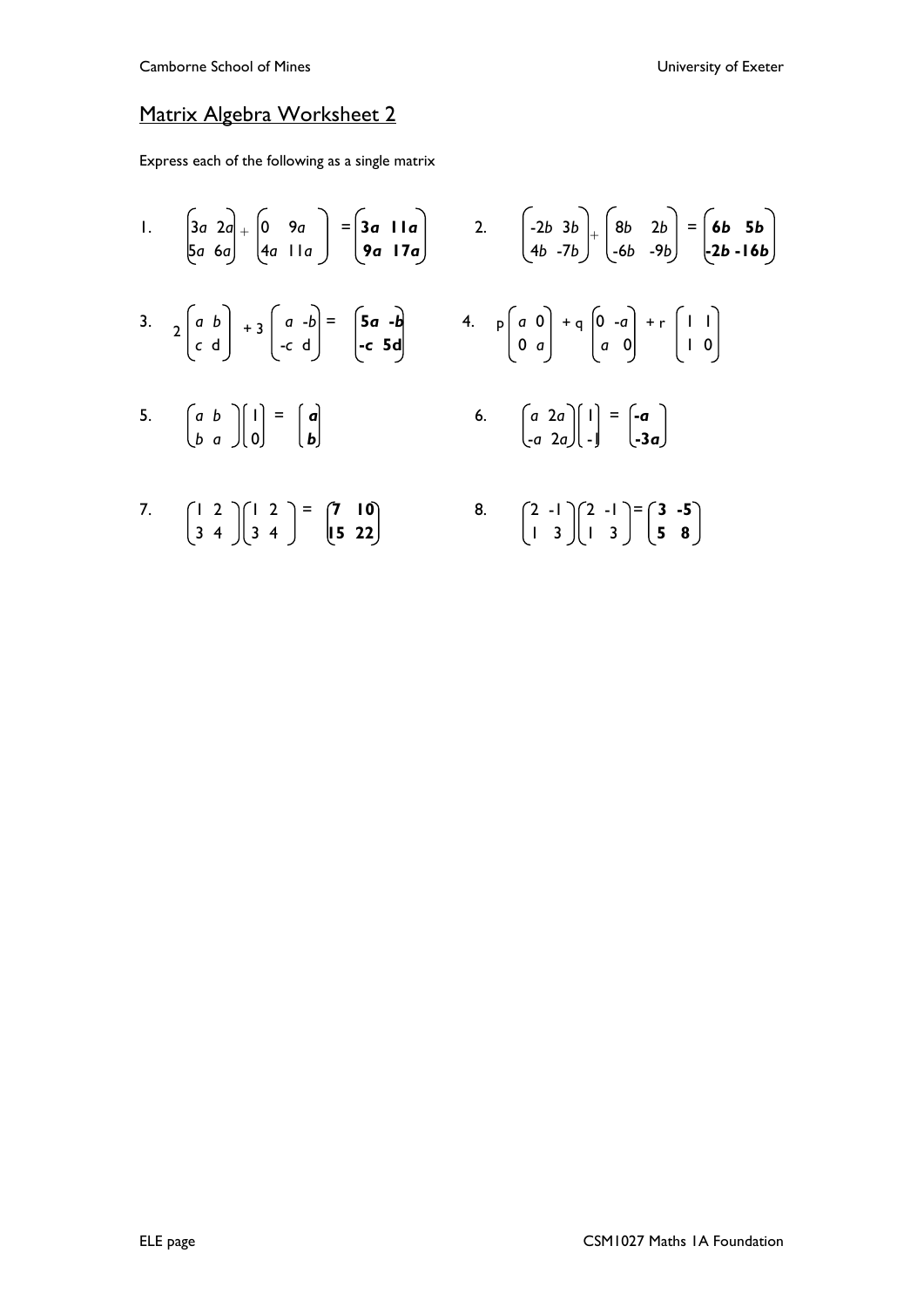## Matrix Algebra Worksheet 2

Express each of the following as a single matrix

1. $\begin{pmatrix} 3a & 2a \\ 5a & 6a \end{pmatrix} + \begin{pmatrix} 0 & 9a \\ 4a & 11a \end{pmatrix} = \begin{pmatrix} \mathbf{3a} & \mathbf{11a} \\ \mathbf{9a} & \mathbf{17a} \end{pmatrix}$

2. $\begin{pmatrix} -2b & 3b \\ 4b & -7b \end{pmatrix} + \begin{pmatrix} 8b & 2b \\ -6b & -9b \end{pmatrix} = \begin{pmatrix} \mathbf{6b} & \mathbf{5b} \\ \mathbf{-2b} & \mathbf{-16b} \end{pmatrix}$

3. $2\begin{pmatrix} a & b \\ c & d \end{pmatrix} + 3\begin{pmatrix} a & -b \\ -c & d \end{pmatrix} = \begin{pmatrix} \mathbf{5a} & \mathbf{-b} \\ \mathbf{-c} & \mathbf{5d} \end{pmatrix}$

4. $p\begin{pmatrix} a & 0 \\ 0 & a \end{pmatrix} + q\begin{pmatrix} 0 & -a \\ a & 0 \end{pmatrix} + r\begin{pmatrix} 1 & 1 \\ 1 & 0 \end{pmatrix}$

5. $\begin{pmatrix} a & b \\ b & a \end{pmatrix}\begin{pmatrix} 1 \\ 0 \end{pmatrix} = \begin{pmatrix} \mathbf{a} \\ \mathbf{b} \end{pmatrix}$

6. $\begin{pmatrix} a & 2a \\ -a & 2a \end{pmatrix}\begin{pmatrix} 1 \\ -1 \end{pmatrix} = \begin{pmatrix} \mathbf{-a} \\ \mathbf{-3a} \end{pmatrix}$

7. $\begin{pmatrix} 1 & 2 \\ 3 & 4 \end{pmatrix}\begin{pmatrix} 1 & 2 \\ 3 & 4 \end{pmatrix} = \begin{pmatrix} \mathbf{7} & \mathbf{10} \\ \mathbf{15} & \mathbf{22} \end{pmatrix}$

8. $\begin{pmatrix} 2 & -1 \\ 1 & 3 \end{pmatrix}\begin{pmatrix} 2 & -1 \\ 1 & 3 \end{pmatrix} = \begin{pmatrix} \mathbf{3} & \mathbf{-5} \\ \mathbf{5} & \mathbf{8} \end{pmatrix}$